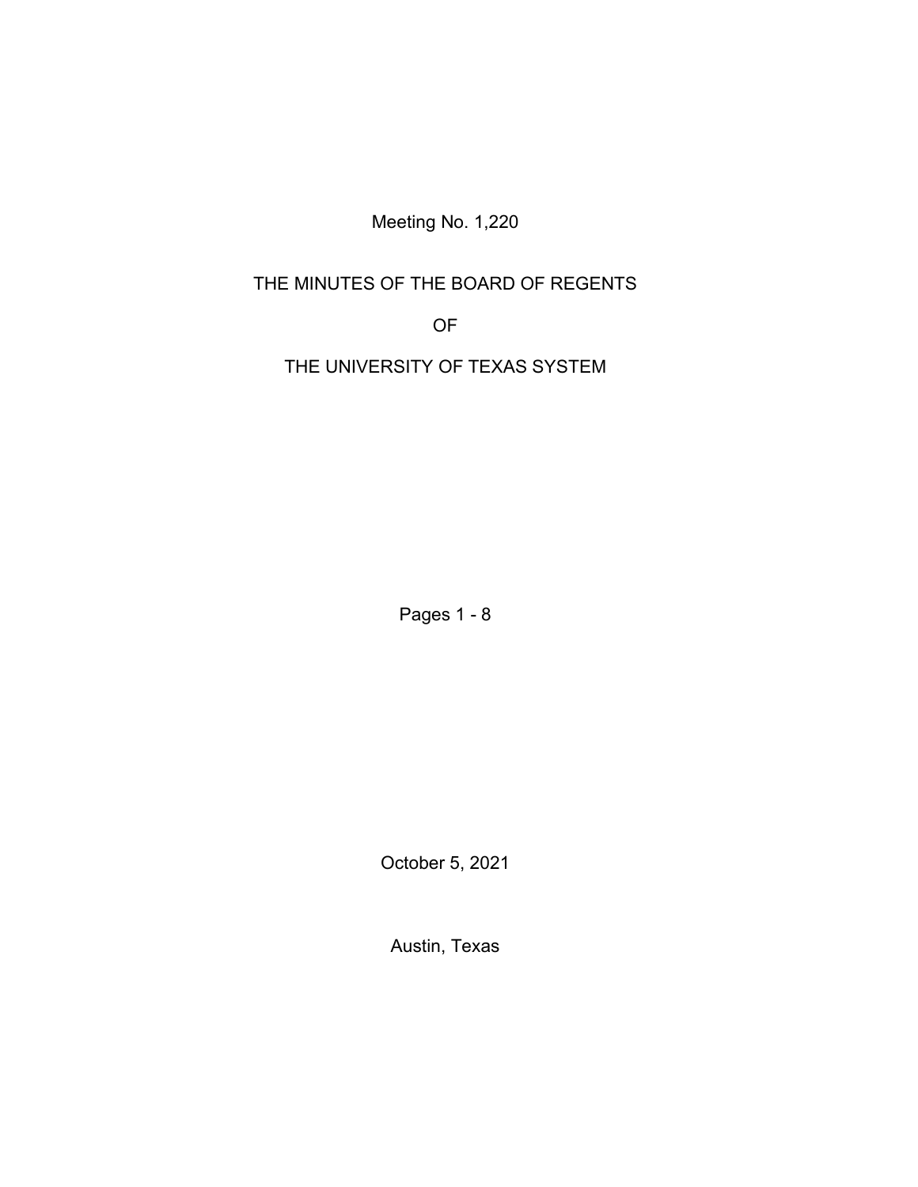Meeting No. 1,220

# THE MINUTES OF THE BOARD OF REGENTS

# OF

# THE UNIVERSITY OF TEXAS SYSTEM

Pages 1 - 8

October 5, 2021

Austin, Texas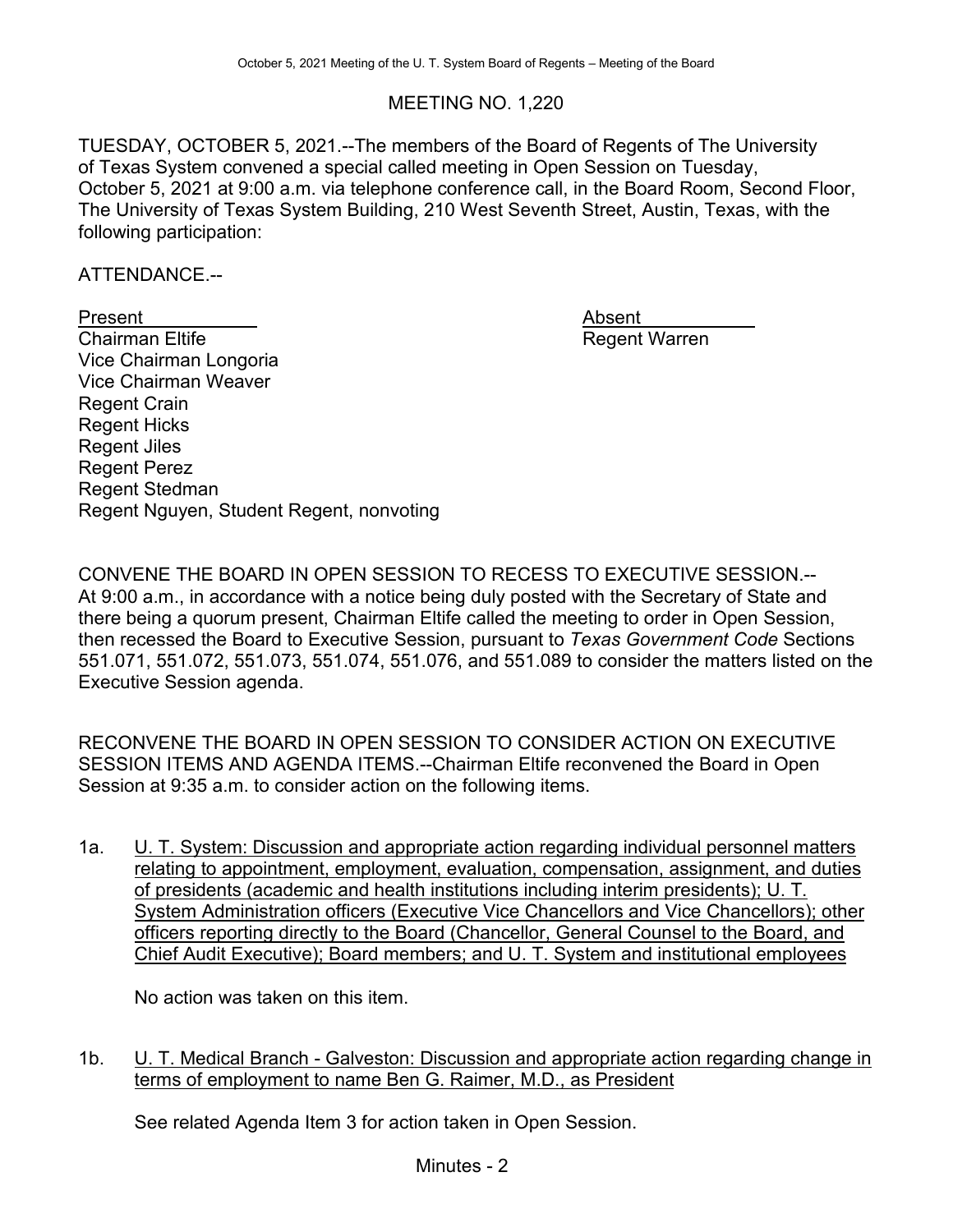# MEETING NO. 1,220

TUESDAY, OCTOBER 5, 2021.--The members of the Board of Regents of The University of Texas System convened a special called meeting in Open Session on Tuesday, October 5, 2021 at 9:00 a.m. via telephone conference call, in the Board Room, Second Floor, The University of Texas System Building, 210 West Seventh Street, Austin, Texas, with the following participation:

ATTENDANCE.--

| Present | Absent |
|---|---|
| Chairman Eltife | Regent Warren |
| Vice Chairman Longoria | |
| Vice Chairman Weaver | |
| Regent Crain | |
| Regent Hicks | |
| Regent Jiles | |
| Regent Perez | |
| Regent Stedman | |
| Regent Nguyen, Student Regent, nonvoting | |

CONVENE THE BOARD IN OPEN SESSION TO RECESS TO EXECUTIVE SESSION.--At 9:00 a.m., in accordance with a notice being duly posted with the Secretary of State and there being a quorum present, Chairman Eltife called the meeting to order in Open Session, then recessed the Board to Executive Session, pursuant to *Texas Government Code* Sections 551.071, 551.072, 551.073, 551.074, 551.076, and 551.089 to consider the matters listed on the Executive Session agenda.

RECONVENE THE BOARD IN OPEN SESSION TO CONSIDER ACTION ON EXECUTIVE SESSION ITEMS AND AGENDA ITEMS.--Chairman Eltife reconvened the Board in Open Session at 9:35 a.m. to consider action on the following items.

1a. U. T. System: Discussion and appropriate action regarding individual personnel matters relating to appointment, employment, evaluation, compensation, assignment, and duties of presidents (academic and health institutions including interim presidents); U. T. System Administration officers (Executive Vice Chancellors and Vice Chancellors); other officers reporting directly to the Board (Chancellor, General Counsel to the Board, and Chief Audit Executive); Board members; and U. T. System and institutional employees

No action was taken on this item.

1b. U. T. Medical Branch - Galveston: Discussion and appropriate action regarding change in terms of employment to name Ben G. Raimer, M.D., as President

See related Agenda Item 3 for action taken in Open Session.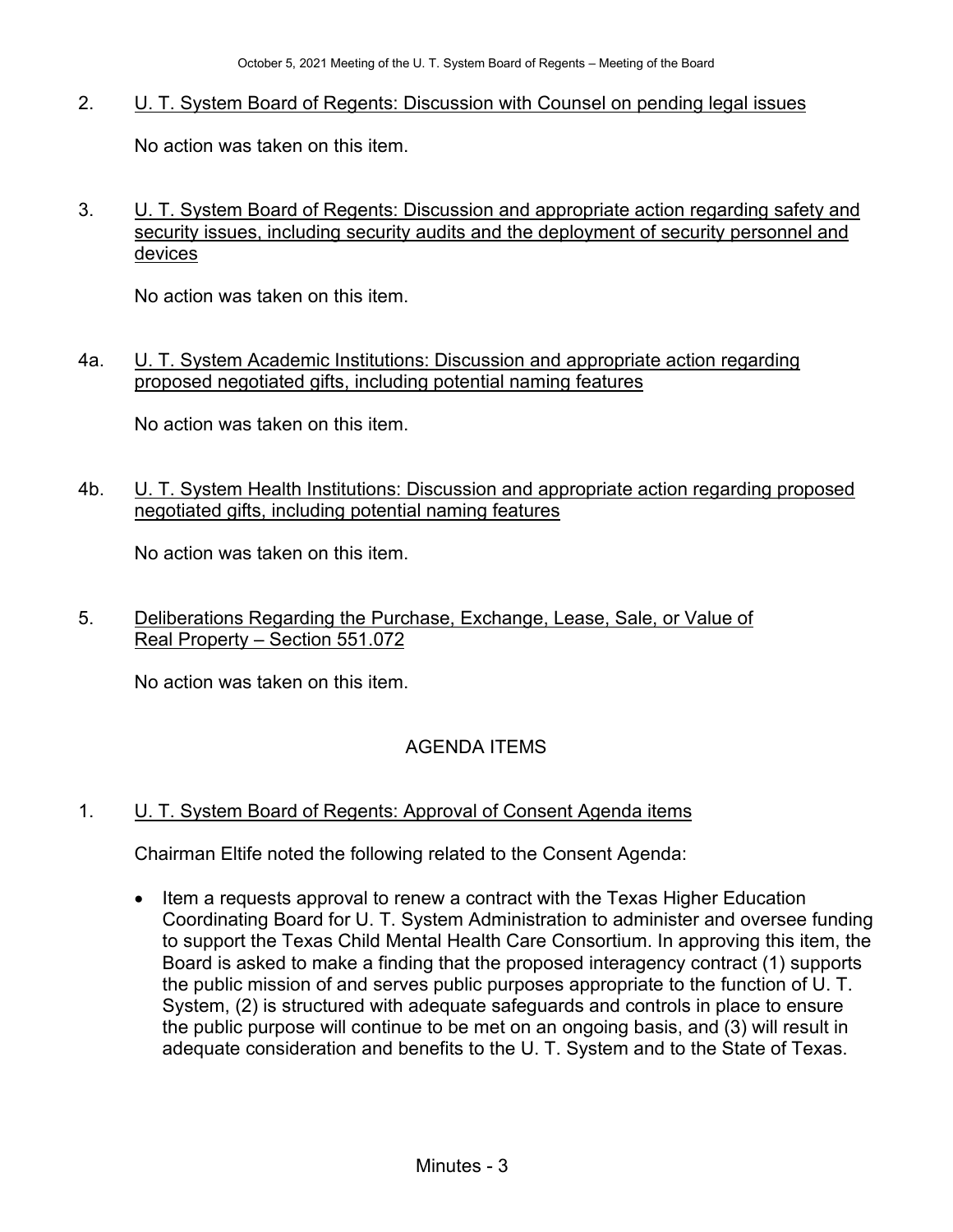2. <u>U. T. System Board of Regents: Discussion with Counsel on pending legal issues</u>

   No action was taken on this item.

3. <u>U. T. System Board of Regents: Discussion and appropriate action regarding safety and security issues, including security audits and the deployment of security personnel and devices</u>

   No action was taken on this item.

4a. <u>U. T. System Academic Institutions: Discussion and appropriate action regarding proposed negotiated gifts, including potential naming features</u>

   No action was taken on this item.

4b. <u>U. T. System Health Institutions: Discussion and appropriate action regarding proposed negotiated gifts, including potential naming features</u>

   No action was taken on this item.

5. <u>Deliberations Regarding the Purchase, Exchange, Lease, Sale, or Value of Real Property – Section 551.072</u>

   No action was taken on this item.

## AGENDA ITEMS

1. <u>U. T. System Board of Regents: Approval of Consent Agenda items</u>

   Chairman Eltife noted the following related to the Consent Agenda:

   - Item a requests approval to renew a contract with the Texas Higher Education Coordinating Board for U. T. System Administration to administer and oversee funding to support the Texas Child Mental Health Care Consortium. In approving this item, the Board is asked to make a finding that the proposed interagency contract (1) supports the public mission of and serves public purposes appropriate to the function of U. T. System, (2) is structured with adequate safeguards and controls in place to ensure the public purpose will continue to be met on an ongoing basis, and (3) will result in adequate consideration and benefits to the U. T. System and to the State of Texas.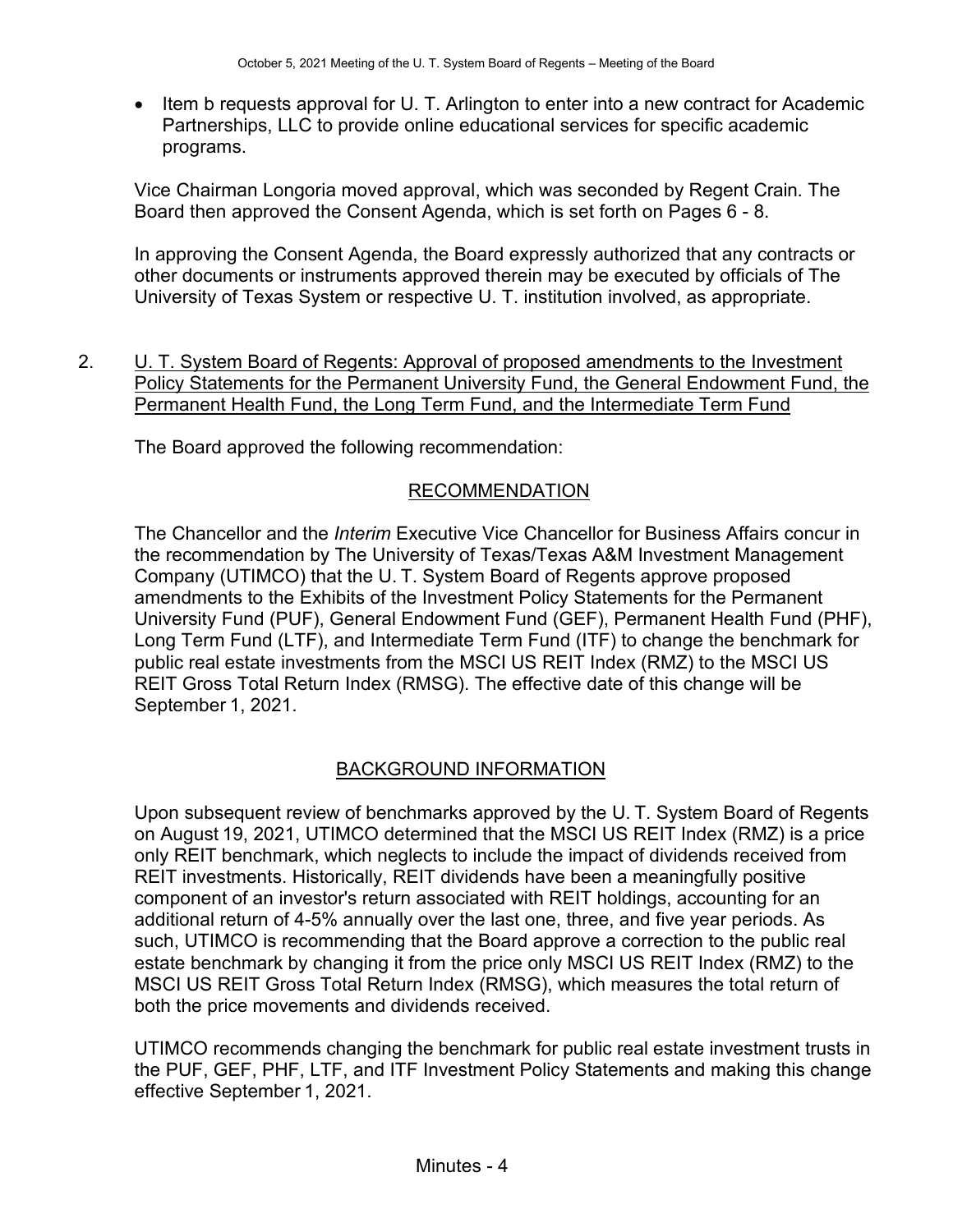- Item b requests approval for U. T. Arlington to enter into a new contract for Academic Partnerships, LLC to provide online educational services for specific academic programs.

Vice Chairman Longoria moved approval, which was seconded by Regent Crain. The Board then approved the Consent Agenda, which is set forth on Pages 6 - 8.

In approving the Consent Agenda, the Board expressly authorized that any contracts or other documents or instruments approved therein may be executed by officials of The University of Texas System or respective U. T. institution involved, as appropriate.

2. U. T. System Board of Regents: Approval of proposed amendments to the Investment Policy Statements for the Permanent University Fund, the General Endowment Fund, the Permanent Health Fund, the Long Term Fund, and the Intermediate Term Fund

The Board approved the following recommendation:

RECOMMENDATION

The Chancellor and the *Interim* Executive Vice Chancellor for Business Affairs concur in the recommendation by The University of Texas/Texas A&M Investment Management Company (UTIMCO) that the U. T. System Board of Regents approve proposed amendments to the Exhibits of the Investment Policy Statements for the Permanent University Fund (PUF), General Endowment Fund (GEF), Permanent Health Fund (PHF), Long Term Fund (LTF), and Intermediate Term Fund (ITF) to change the benchmark for public real estate investments from the MSCI US REIT Index (RMZ) to the MSCI US REIT Gross Total Return Index (RMSG). The effective date of this change will be September 1, 2021.

BACKGROUND INFORMATION

Upon subsequent review of benchmarks approved by the U. T. System Board of Regents on August 19, 2021, UTIMCO determined that the MSCI US REIT Index (RMZ) is a price only REIT benchmark, which neglects to include the impact of dividends received from REIT investments. Historically, REIT dividends have been a meaningfully positive component of an investor's return associated with REIT holdings, accounting for an additional return of 4-5% annually over the last one, three, and five year periods. As such, UTIMCO is recommending that the Board approve a correction to the public real estate benchmark by changing it from the price only MSCI US REIT Index (RMZ) to the MSCI US REIT Gross Total Return Index (RMSG), which measures the total return of both the price movements and dividends received.

UTIMCO recommends changing the benchmark for public real estate investment trusts in the PUF, GEF, PHF, LTF, and ITF Investment Policy Statements and making this change effective September 1, 2021.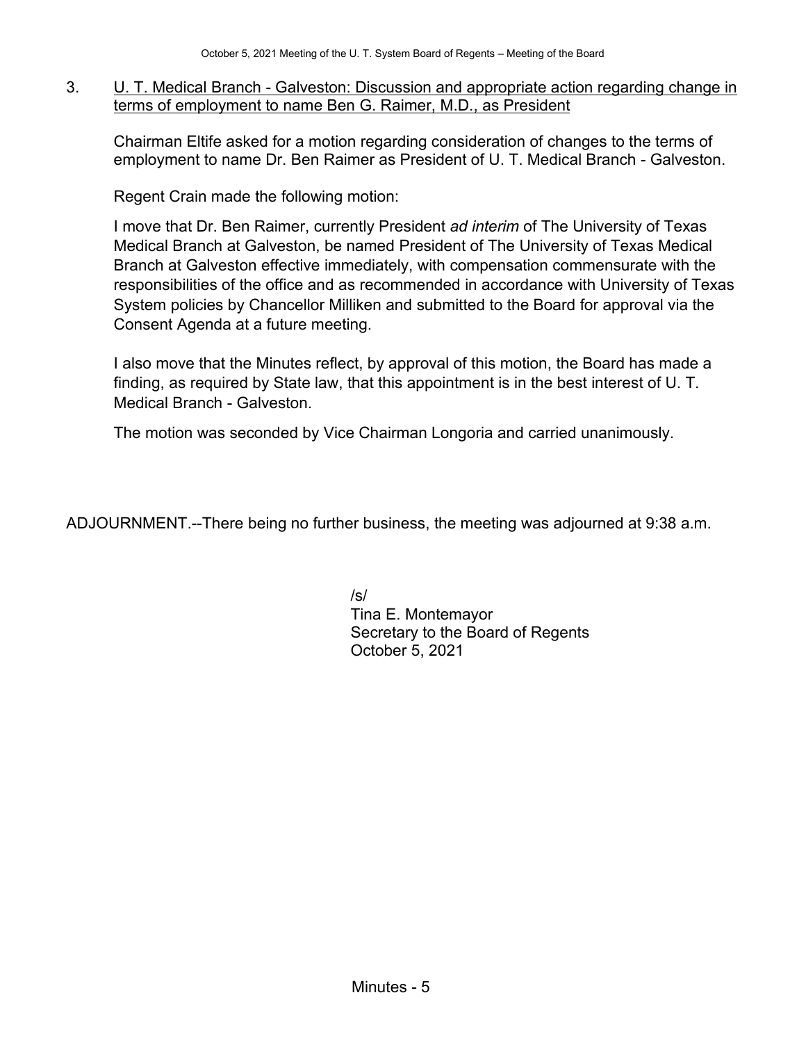3. U. T. Medical Branch - Galveston: Discussion and appropriate action regarding change in terms of employment to name Ben G. Raimer, M.D., as President

Chairman Eltife asked for a motion regarding consideration of changes to the terms of employment to name Dr. Ben Raimer as President of U. T. Medical Branch - Galveston.

Regent Crain made the following motion:

I move that Dr. Ben Raimer, currently President *ad interim* of The University of Texas Medical Branch at Galveston, be named President of The University of Texas Medical Branch at Galveston effective immediately, with compensation commensurate with the responsibilities of the office and as recommended in accordance with University of Texas System policies by Chancellor Milliken and submitted to the Board for approval via the Consent Agenda at a future meeting.

I also move that the Minutes reflect, by approval of this motion, the Board has made a finding, as required by State law, that this appointment is in the best interest of U. T. Medical Branch - Galveston.

The motion was seconded by Vice Chairman Longoria and carried unanimously.

ADJOURNMENT.--There being no further business, the meeting was adjourned at 9:38 a.m.

/s/
Tina E. Montemayor
Secretary to the Board of Regents
October 5, 2021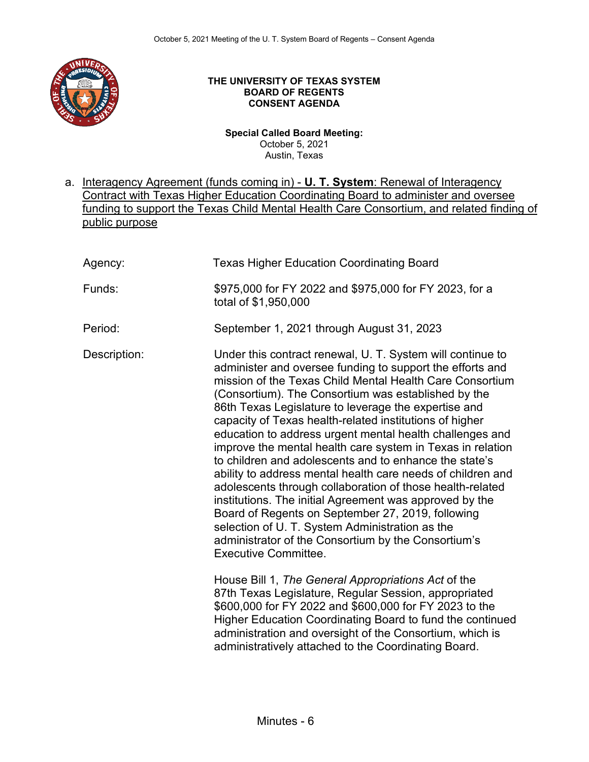**THE UNIVERSITY OF TEXAS SYSTEM**
**BOARD OF REGENTS**
**CONSENT AGENDA**

**Special Called Board Meeting:**
October 5, 2021
Austin, Texas

a. Interagency Agreement (funds coming in) - **U. T. System**: Renewal of Interagency Contract with Texas Higher Education Coordinating Board to administer and oversee funding to support the Texas Child Mental Health Care Consortium, and related finding of public purpose

Agency: Texas Higher Education Coordinating Board

Funds: \$975,000 for FY 2022 and \$975,000 for FY 2023, for a total of \$1,950,000

Period: September 1, 2021 through August 31, 2023

Description: Under this contract renewal, U. T. System will continue to administer and oversee funding to support the efforts and mission of the Texas Child Mental Health Care Consortium (Consortium). The Consortium was established by the 86th Texas Legislature to leverage the expertise and capacity of Texas health-related institutions of higher education to address urgent mental health challenges and improve the mental health care system in Texas in relation to children and adolescents and to enhance the state's ability to address mental health care needs of children and adolescents through collaboration of those health-related institutions. The initial Agreement was approved by the Board of Regents on September 27, 2019, following selection of U. T. System Administration as the administrator of the Consortium by the Consortium's Executive Committee.

House Bill 1, *The General Appropriations Act* of the 87th Texas Legislature, Regular Session, appropriated \$600,000 for FY 2022 and \$600,000 for FY 2023 to the Higher Education Coordinating Board to fund the continued administration and oversight of the Consortium, which is administratively attached to the Coordinating Board.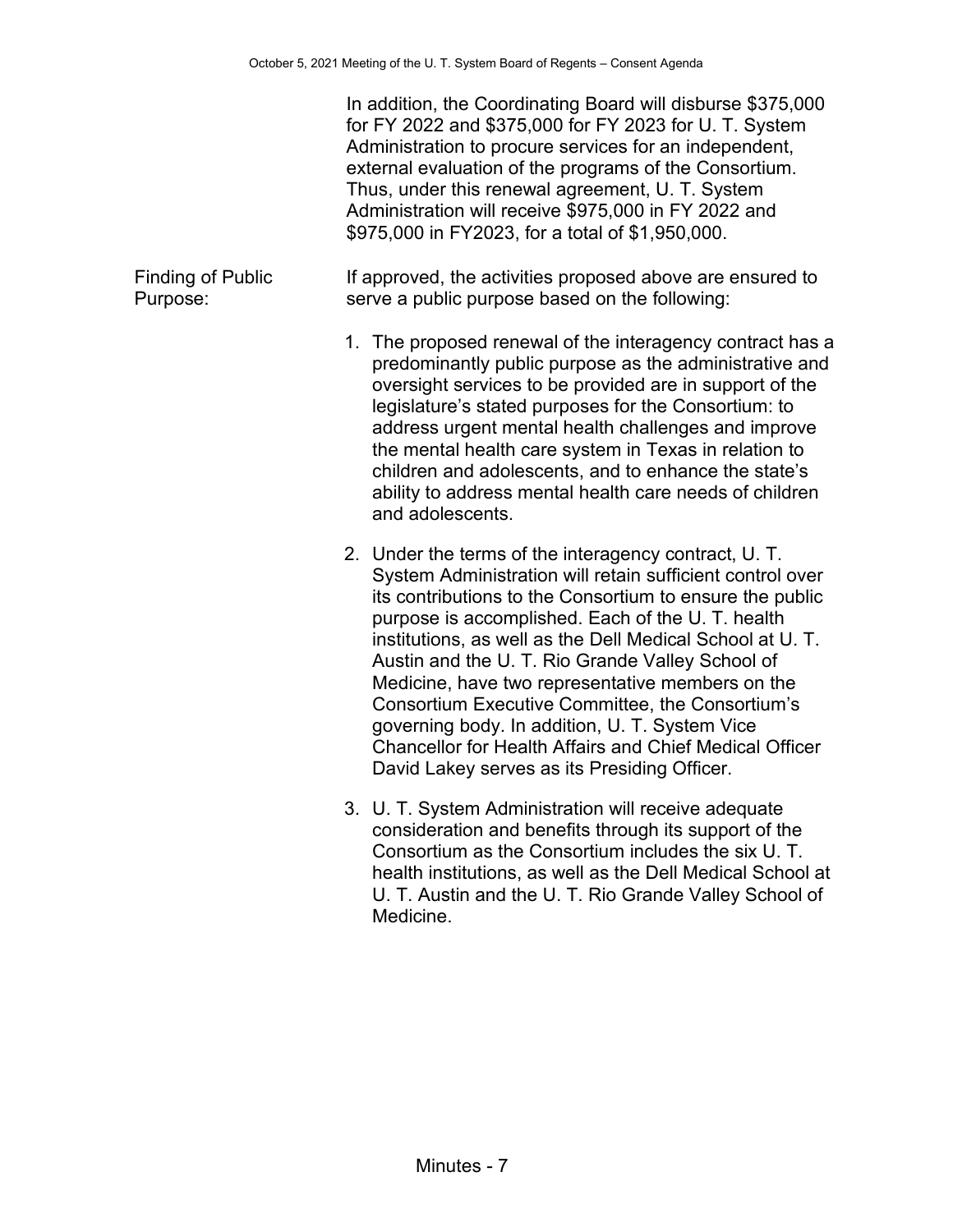In addition, the Coordinating Board will disburse $375,000 for FY 2022 and $375,000 for FY 2023 for U. T. System Administration to procure services for an independent, external evaluation of the programs of the Consortium. Thus, under this renewal agreement, U. T. System Administration will receive $975,000 in FY 2022 and $975,000 in FY2023, for a total of $1,950,000.

**Finding of Public Purpose:**

If approved, the activities proposed above are ensured to serve a public purpose based on the following:

1. The proposed renewal of the interagency contract has a predominantly public purpose as the administrative and oversight services to be provided are in support of the legislature's stated purposes for the Consortium: to address urgent mental health challenges and improve the mental health care system in Texas in relation to children and adolescents, and to enhance the state's ability to address mental health care needs of children and adolescents.

2. Under the terms of the interagency contract, U. T. System Administration will retain sufficient control over its contributions to the Consortium to ensure the public purpose is accomplished. Each of the U. T. health institutions, as well as the Dell Medical School at U. T. Austin and the U. T. Rio Grande Valley School of Medicine, have two representative members on the Consortium Executive Committee, the Consortium's governing body. In addition, U. T. System Vice Chancellor for Health Affairs and Chief Medical Officer David Lakey serves as its Presiding Officer.

3. U. T. System Administration will receive adequate consideration and benefits through its support of the Consortium as the Consortium includes the six U. T. health institutions, as well as the Dell Medical School at U. T. Austin and the U. T. Rio Grande Valley School of Medicine.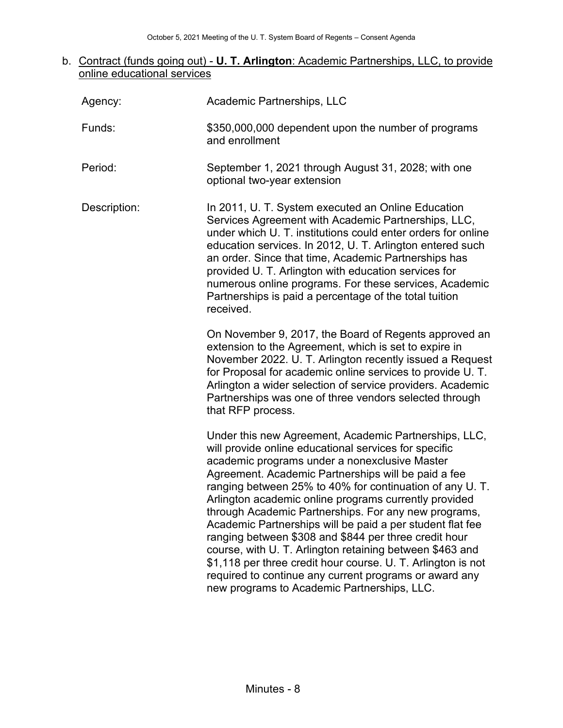b. Contract (funds going out) - **U. T. Arlington**: Academic Partnerships, LLC, to provide online educational services

| | |
|---|---|
| Agency: | Academic Partnerships, LLC |
| Funds: | $350,000,000 dependent upon the number of programs and enrollment |
| Period: | September 1, 2021 through August 31, 2028; with one optional two-year extension |
| Description: | In 2011, U. T. System executed an Online Education Services Agreement with Academic Partnerships, LLC, under which U. T. institutions could enter orders for online education services. In 2012, U. T. Arlington entered such an order. Since that time, Academic Partnerships has provided U. T. Arlington with education services for numerous online programs. For these services, Academic Partnerships is paid a percentage of the total tuition received. |

On November 9, 2017, the Board of Regents approved an extension to the Agreement, which is set to expire in November 2022. U. T. Arlington recently issued a Request for Proposal for academic online services to provide U. T. Arlington a wider selection of service providers. Academic Partnerships was one of three vendors selected through that RFP process.

Under this new Agreement, Academic Partnerships, LLC, will provide online educational services for specific academic programs under a nonexclusive Master Agreement. Academic Partnerships will be paid a fee ranging between 25% to 40% for continuation of any U. T. Arlington academic online programs currently provided through Academic Partnerships. For any new programs, Academic Partnerships will be paid a per student flat fee ranging between $308 and $844 per three credit hour course, with U. T. Arlington retaining between $463 and $1,118 per three credit hour course. U. T. Arlington is not required to continue any current programs or award any new programs to Academic Partnerships, LLC.